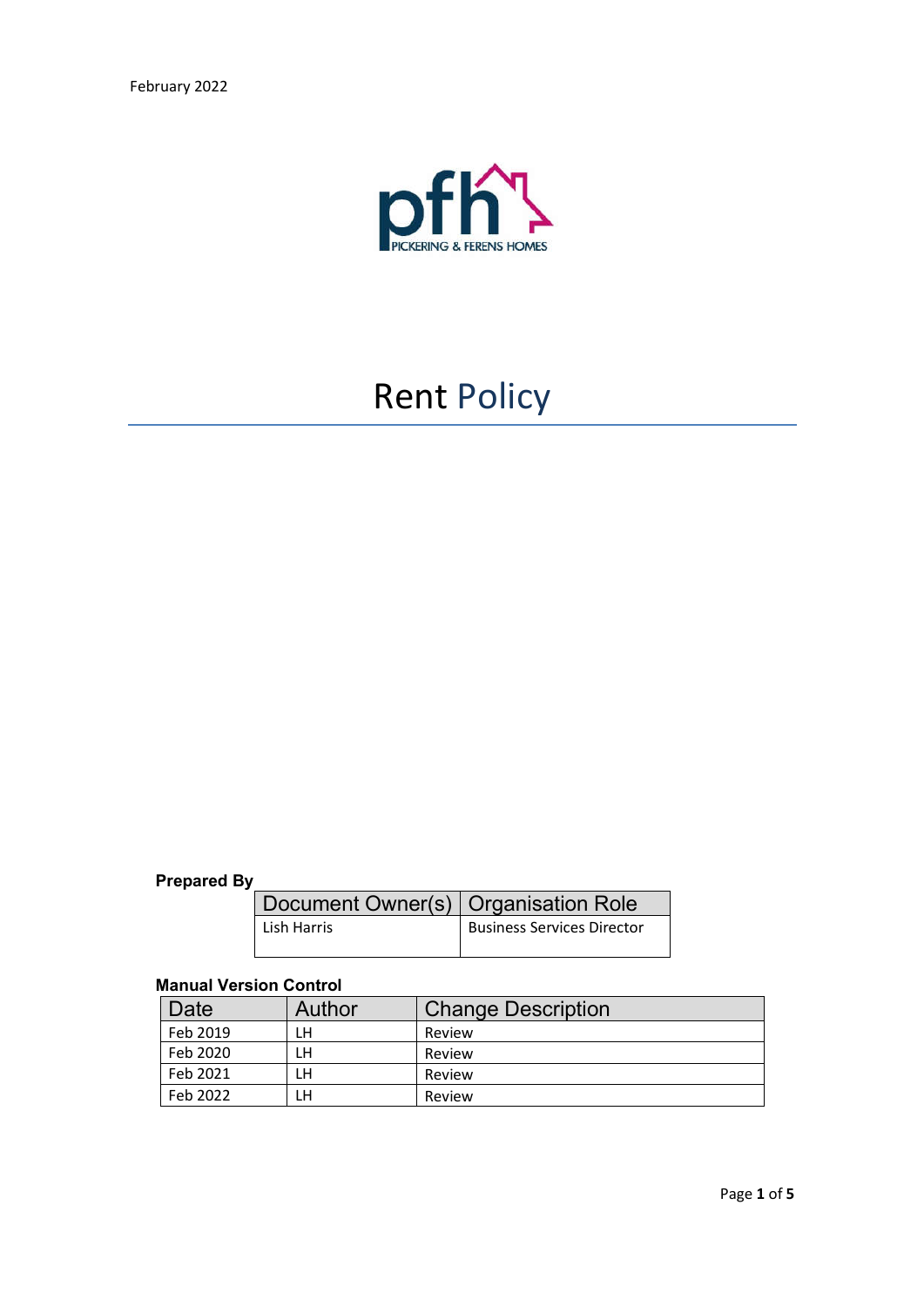February 2022

PICKERING & FERENS HOMES

# Rent Policy

**Prepared By**

| Document Owner(s) | Organisation Role |
|---|---|
| Lish Harris | Business Services Director |

**Manual Version Control**

| Date | Author | Change Description |
|---|---|---|
| Feb 2019 | LH | Review |
| Feb 2020 | LH | Review |
| Feb 2021 | LH | Review |
| Feb 2022 | LH | Review |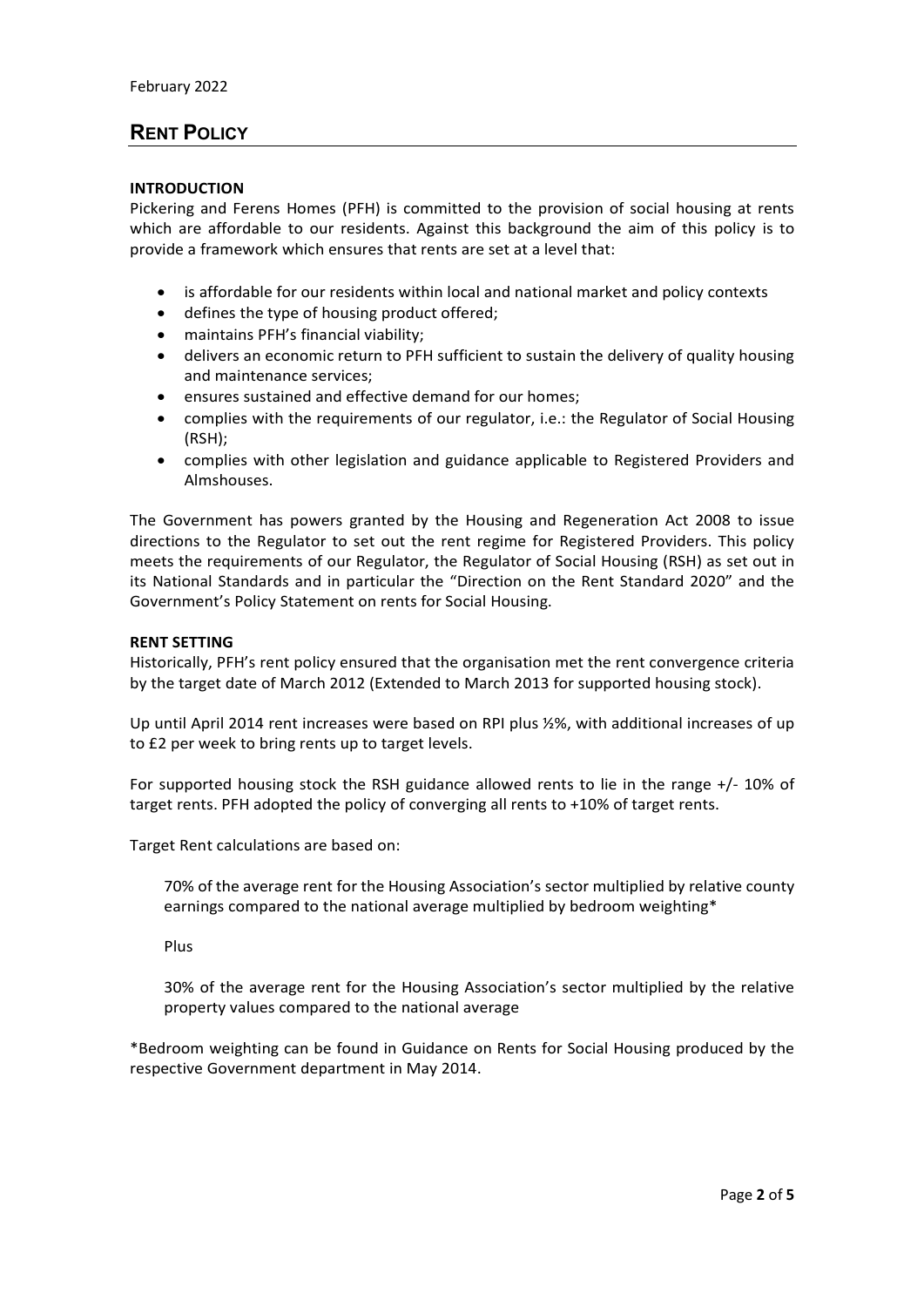February 2022

# Rent Policy

**INTRODUCTION**

Pickering and Ferens Homes (PFH) is committed to the provision of social housing at rents which are affordable to our residents. Against this background the aim of this policy is to provide a framework which ensures that rents are set at a level that:

- is affordable for our residents within local and national market and policy contexts
- defines the type of housing product offered;
- maintains PFH's financial viability;
- delivers an economic return to PFH sufficient to sustain the delivery of quality housing and maintenance services;
- ensures sustained and effective demand for our homes;
- complies with the requirements of our regulator, i.e.: the Regulator of Social Housing (RSH);
- complies with other legislation and guidance applicable to Registered Providers and Almshouses.

The Government has powers granted by the Housing and Regeneration Act 2008 to issue directions to the Regulator to set out the rent regime for Registered Providers. This policy meets the requirements of our Regulator, the Regulator of Social Housing (RSH) as set out in its National Standards and in particular the "Direction on the Rent Standard 2020" and the Government's Policy Statement on rents for Social Housing.

**RENT SETTING**

Historically, PFH's rent policy ensured that the organisation met the rent convergence criteria by the target date of March 2012 (Extended to March 2013 for supported housing stock).

Up until April 2014 rent increases were based on RPI plus ½%, with additional increases of up to £2 per week to bring rents up to target levels.

For supported housing stock the RSH guidance allowed rents to lie in the range +/- 10% of target rents. PFH adopted the policy of converging all rents to +10% of target rents.

Target Rent calculations are based on:

> 70% of the average rent for the Housing Association's sector multiplied by relative county earnings compared to the national average multiplied by bedroom weighting*
>
> Plus
>
> 30% of the average rent for the Housing Association's sector multiplied by the relative property values compared to the national average

*Bedroom weighting can be found in Guidance on Rents for Social Housing produced by the respective Government department in May 2014.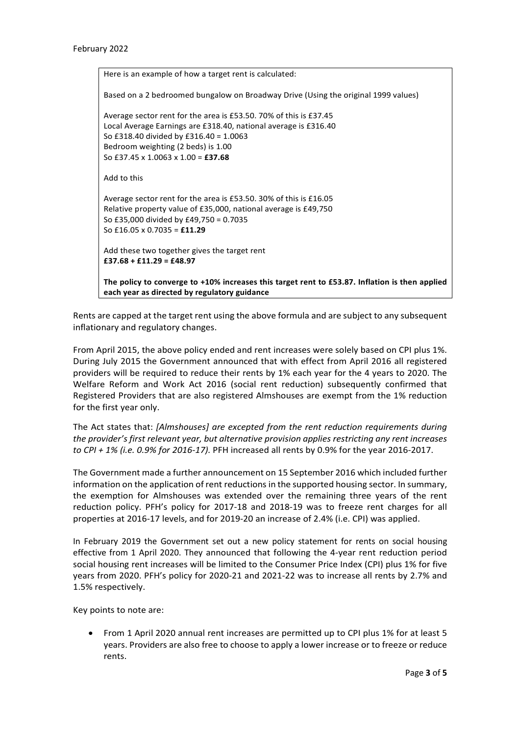February 2022

> Here is an example of how a target rent is calculated:
>
> Based on a 2 bedroomed bungalow on Broadway Drive (Using the original 1999 values)
>
> Average sector rent for the area is £53.50. 70% of this is £37.45
> Local Average Earnings are £318.40, national average is £316.40
> So £318.40 divided by £316.40 = 1.0063
> Bedroom weighting (2 beds) is 1.00
> So £37.45 x 1.0063 x 1.00 = **£37.68**
>
> Add to this
>
> Average sector rent for the area is £53.50. 30% of this is £16.05
> Relative property value of £35,000, national average is £49,750
> So £35,000 divided by £49,750 = 0.7035
> So £16.05 x 0.7035 = **£11.29**
>
> Add these two together gives the target rent
> **£37.68 + £11.29 = £48.97**
>
> **The policy to converge to +10% increases this target rent to £53.87. Inflation is then applied each year as directed by regulatory guidance**

Rents are capped at the target rent using the above formula and are subject to any subsequent inflationary and regulatory changes.

From April 2015, the above policy ended and rent increases were solely based on CPI plus 1%. During July 2015 the Government announced that with effect from April 2016 all registered providers will be required to reduce their rents by 1% each year for the 4 years to 2020. The Welfare Reform and Work Act 2016 (social rent reduction) subsequently confirmed that Registered Providers that are also registered Almshouses are exempt from the 1% reduction for the first year only.

The Act states that: *[Almshouses] are excepted from the rent reduction requirements during the provider's first relevant year, but alternative provision applies restricting any rent increases to CPI + 1% (i.e. 0.9% for 2016-17).* PFH increased all rents by 0.9% for the year 2016-2017.

The Government made a further announcement on 15 September 2016 which included further information on the application of rent reductions in the supported housing sector. In summary, the exemption for Almshouses was extended over the remaining three years of the rent reduction policy. PFH's policy for 2017-18 and 2018-19 was to freeze rent charges for all properties at 2016-17 levels, and for 2019-20 an increase of 2.4% (i.e. CPI) was applied.

In February 2019 the Government set out a new policy statement for rents on social housing effective from 1 April 2020. They announced that following the 4-year rent reduction period social housing rent increases will be limited to the Consumer Price Index (CPI) plus 1% for five years from 2020. PFH's policy for 2020-21 and 2021-22 was to increase all rents by 2.7% and 1.5% respectively.

Key points to note are:

- From 1 April 2020 annual rent increases are permitted up to CPI plus 1% for at least 5 years. Providers are also free to choose to apply a lower increase or to freeze or reduce rents.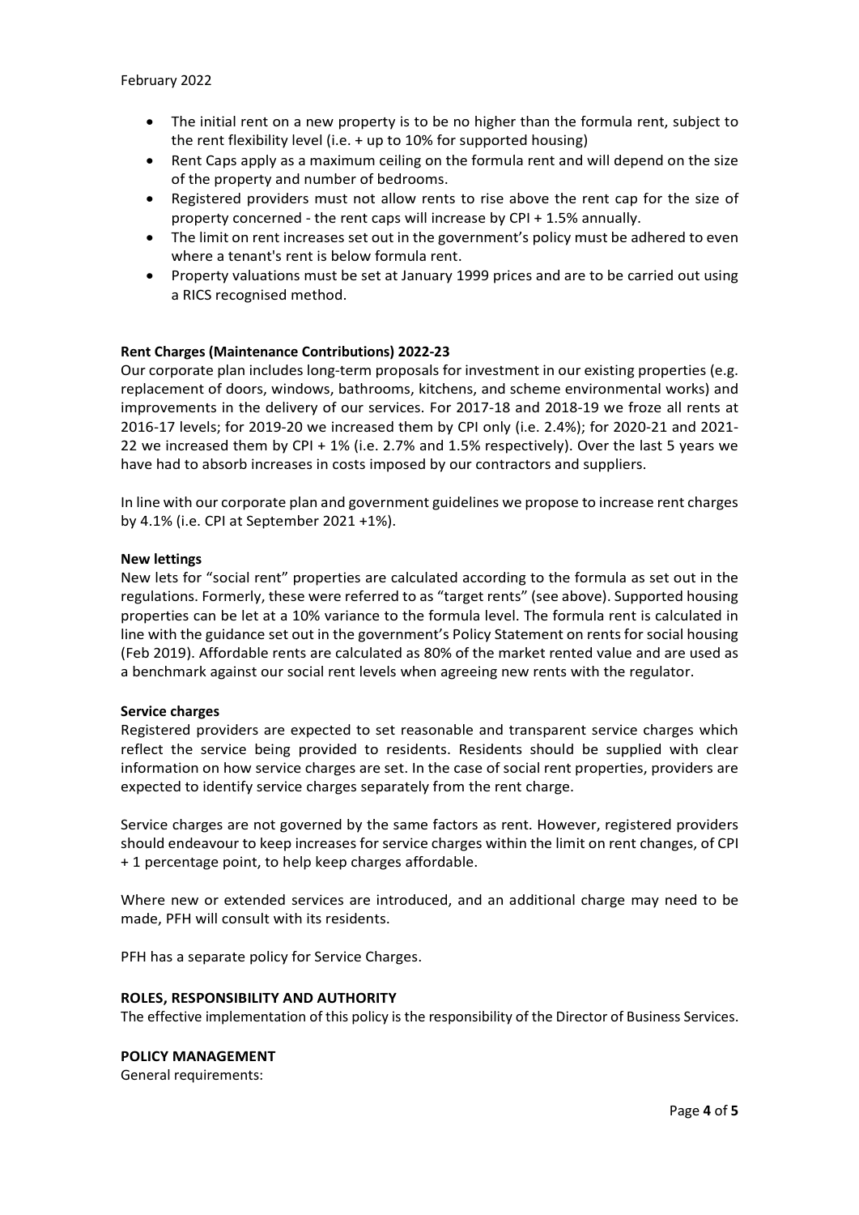- The initial rent on a new property is to be no higher than the formula rent, subject to the rent flexibility level (i.e. + up to 10% for supported housing)
- Rent Caps apply as a maximum ceiling on the formula rent and will depend on the size of the property and number of bedrooms.
- Registered providers must not allow rents to rise above the rent cap for the size of property concerned - the rent caps will increase by CPI + 1.5% annually.
- The limit on rent increases set out in the government's policy must be adhered to even where a tenant's rent is below formula rent.
- Property valuations must be set at January 1999 prices and are to be carried out using a RICS recognised method.

**Rent Charges (Maintenance Contributions) 2022-23**

Our corporate plan includes long-term proposals for investment in our existing properties (e.g. replacement of doors, windows, bathrooms, kitchens, and scheme environmental works) and improvements in the delivery of our services. For 2017-18 and 2018-19 we froze all rents at 2016-17 levels; for 2019-20 we increased them by CPI only (i.e. 2.4%); for 2020-21 and 2021-22 we increased them by CPI + 1% (i.e. 2.7% and 1.5% respectively). Over the last 5 years we have had to absorb increases in costs imposed by our contractors and suppliers.

In line with our corporate plan and government guidelines we propose to increase rent charges by 4.1% (i.e. CPI at September 2021 +1%).

**New lettings**

New lets for "social rent" properties are calculated according to the formula as set out in the regulations. Formerly, these were referred to as "target rents" (see above). Supported housing properties can be let at a 10% variance to the formula level. The formula rent is calculated in line with the guidance set out in the government's Policy Statement on rents for social housing (Feb 2019). Affordable rents are calculated as 80% of the market rented value and are used as a benchmark against our social rent levels when agreeing new rents with the regulator.

**Service charges**

Registered providers are expected to set reasonable and transparent service charges which reflect the service being provided to residents. Residents should be supplied with clear information on how service charges are set. In the case of social rent properties, providers are expected to identify service charges separately from the rent charge.

Service charges are not governed by the same factors as rent. However, registered providers should endeavour to keep increases for service charges within the limit on rent changes, of CPI + 1 percentage point, to help keep charges affordable.

Where new or extended services are introduced, and an additional charge may need to be made, PFH will consult with its residents.

PFH has a separate policy for Service Charges.

**ROLES, RESPONSIBILITY AND AUTHORITY**

The effective implementation of this policy is the responsibility of the Director of Business Services.

**POLICY MANAGEMENT**

General requirements: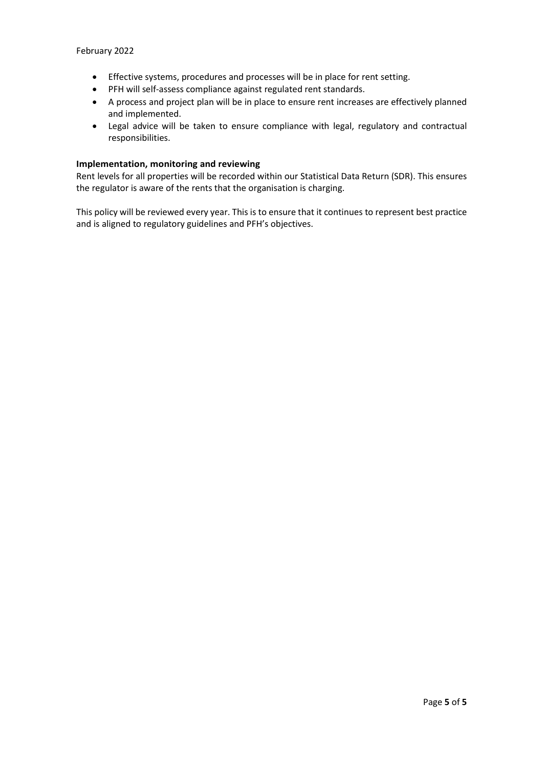- Effective systems, procedures and processes will be in place for rent setting.
- PFH will self-assess compliance against regulated rent standards.
- A process and project plan will be in place to ensure rent increases are effectively planned and implemented.
- Legal advice will be taken to ensure compliance with legal, regulatory and contractual responsibilities.

**Implementation, monitoring and reviewing**

Rent levels for all properties will be recorded within our Statistical Data Return (SDR). This ensures the regulator is aware of the rents that the organisation is charging.

This policy will be reviewed every year. This is to ensure that it continues to represent best practice and is aligned to regulatory guidelines and PFH's objectives.